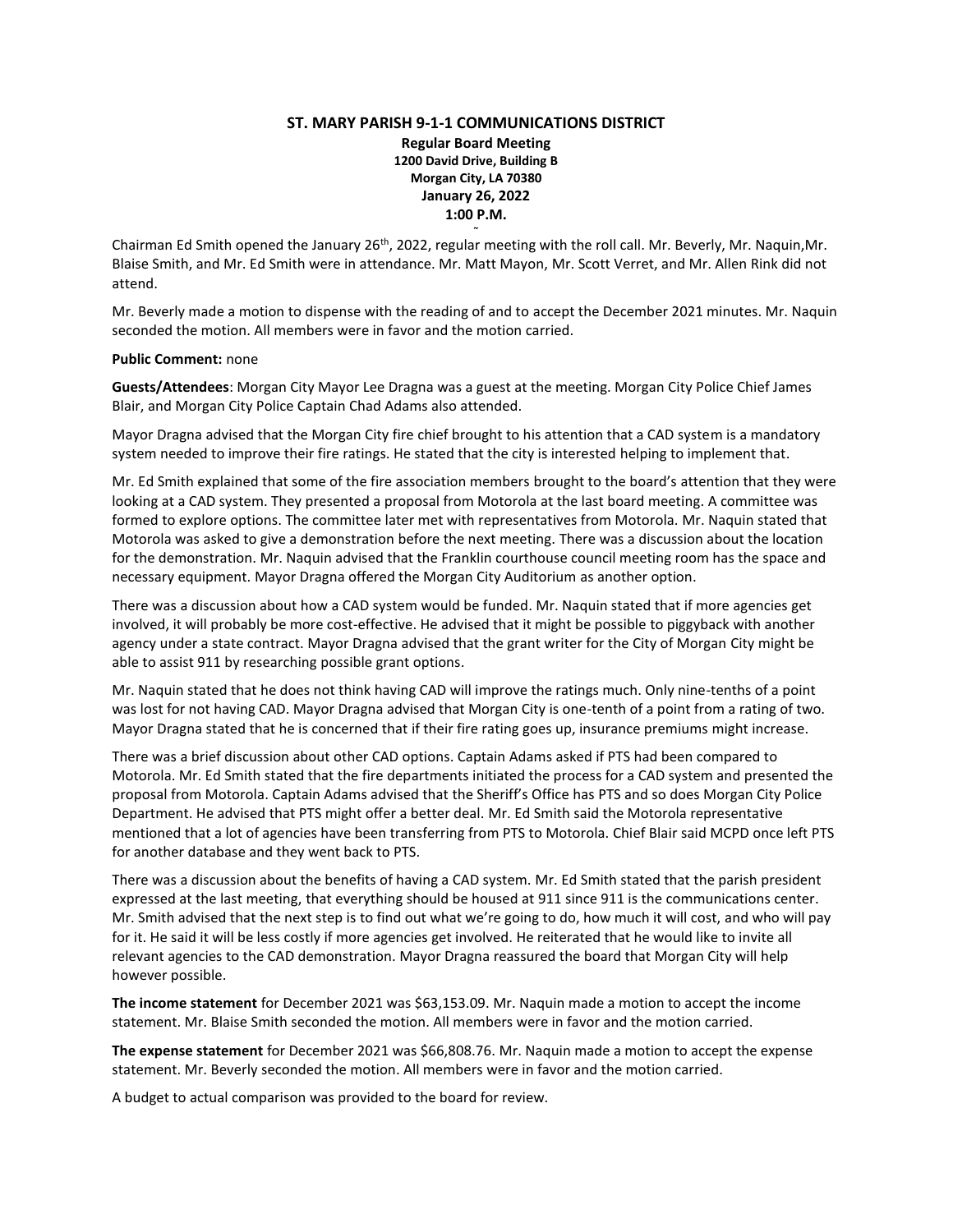# ST. MARY PARISH 9-1-1 COMMUNICATIONS DISTRICT

**Regular Board Meeting**
**1200 David Drive, Building B**
**Morgan City, LA 70380**
**January 26, 2022**
**1:00 P.M.**

Chairman Ed Smith opened the January 26th, 2022, regular meeting with the roll call. Mr. Beverly, Mr. Naquin,Mr. Blaise Smith, and Mr. Ed Smith were in attendance. Mr. Matt Mayon, Mr. Scott Verret, and Mr. Allen Rink did not attend.

Mr. Beverly made a motion to dispense with the reading of and to accept the December 2021 minutes. Mr. Naquin seconded the motion. All members were in favor and the motion carried.

**Public Comment:** none

**Guests/Attendees**: Morgan City Mayor Lee Dragna was a guest at the meeting. Morgan City Police Chief James Blair, and Morgan City Police Captain Chad Adams also attended.

Mayor Dragna advised that the Morgan City fire chief brought to his attention that a CAD system is a mandatory system needed to improve their fire ratings. He stated that the city is interested helping to implement that.

Mr. Ed Smith explained that some of the fire association members brought to the board's attention that they were looking at a CAD system. They presented a proposal from Motorola at the last board meeting. A committee was formed to explore options. The committee later met with representatives from Motorola. Mr. Naquin stated that Motorola was asked to give a demonstration before the next meeting. There was a discussion about the location for the demonstration. Mr. Naquin advised that the Franklin courthouse council meeting room has the space and necessary equipment. Mayor Dragna offered the Morgan City Auditorium as another option.

There was a discussion about how a CAD system would be funded. Mr. Naquin stated that if more agencies get involved, it will probably be more cost-effective. He advised that it might be possible to piggyback with another agency under a state contract. Mayor Dragna advised that the grant writer for the City of Morgan City might be able to assist 911 by researching possible grant options.

Mr. Naquin stated that he does not think having CAD will improve the ratings much. Only nine-tenths of a point was lost for not having CAD. Mayor Dragna advised that Morgan City is one-tenth of a point from a rating of two. Mayor Dragna stated that he is concerned that if their fire rating goes up, insurance premiums might increase.

There was a brief discussion about other CAD options. Captain Adams asked if PTS had been compared to Motorola. Mr. Ed Smith stated that the fire departments initiated the process for a CAD system and presented the proposal from Motorola. Captain Adams advised that the Sheriff's Office has PTS and so does Morgan City Police Department. He advised that PTS might offer a better deal. Mr. Ed Smith said the Motorola representative mentioned that a lot of agencies have been transferring from PTS to Motorola. Chief Blair said MCPD once left PTS for another database and they went back to PTS.

There was a discussion about the benefits of having a CAD system. Mr. Ed Smith stated that the parish president expressed at the last meeting, that everything should be housed at 911 since 911 is the communications center. Mr. Smith advised that the next step is to find out what we're going to do, how much it will cost, and who will pay for it. He said it will be less costly if more agencies get involved. He reiterated that he would like to invite all relevant agencies to the CAD demonstration. Mayor Dragna reassured the board that Morgan City will help however possible.

**The income statement** for December 2021 was $63,153.09. Mr. Naquin made a motion to accept the income statement. Mr. Blaise Smith seconded the motion. All members were in favor and the motion carried.

**The expense statement** for December 2021 was $66,808.76. Mr. Naquin made a motion to accept the expense statement. Mr. Beverly seconded the motion. All members were in favor and the motion carried.

A budget to actual comparison was provided to the board for review.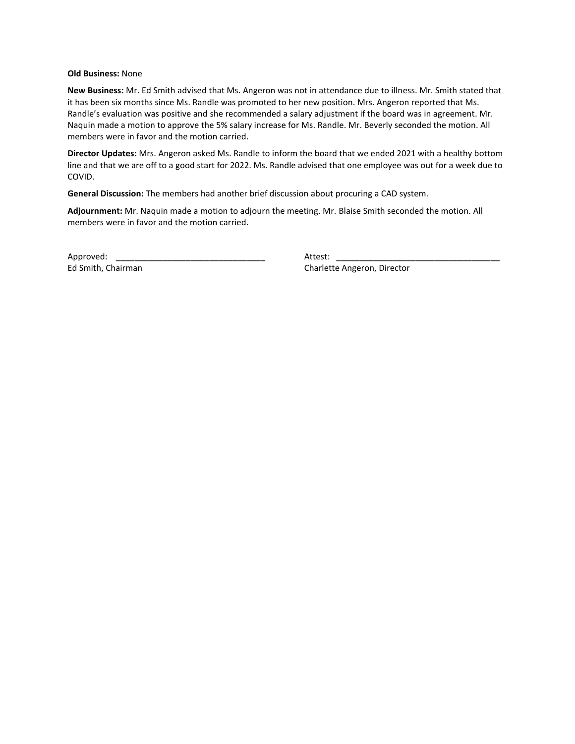**Old Business:** None

**New Business:** Mr. Ed Smith advised that Ms. Angeron was not in attendance due to illness. Mr. Smith stated that it has been six months since Ms. Randle was promoted to her new position. Mrs. Angeron reported that Ms. Randle's evaluation was positive and she recommended a salary adjustment if the board was in agreement. Mr. Naquin made a motion to approve the 5% salary increase for Ms. Randle. Mr. Beverly seconded the motion. All members were in favor and the motion carried.

**Director Updates:** Mrs. Angeron asked Ms. Randle to inform the board that we ended 2021 with a healthy bottom line and that we are off to a good start for 2022. Ms. Randle advised that one employee was out for a week due to COVID.

**General Discussion:** The members had another brief discussion about procuring a CAD system.

**Adjournment:** Mr. Naquin made a motion to adjourn the meeting. Mr. Blaise Smith seconded the motion. All members were in favor and the motion carried.

Approved: ________________________________
Ed Smith, Chairman

Attest: ___________________________________
Charlette Angeron, Director